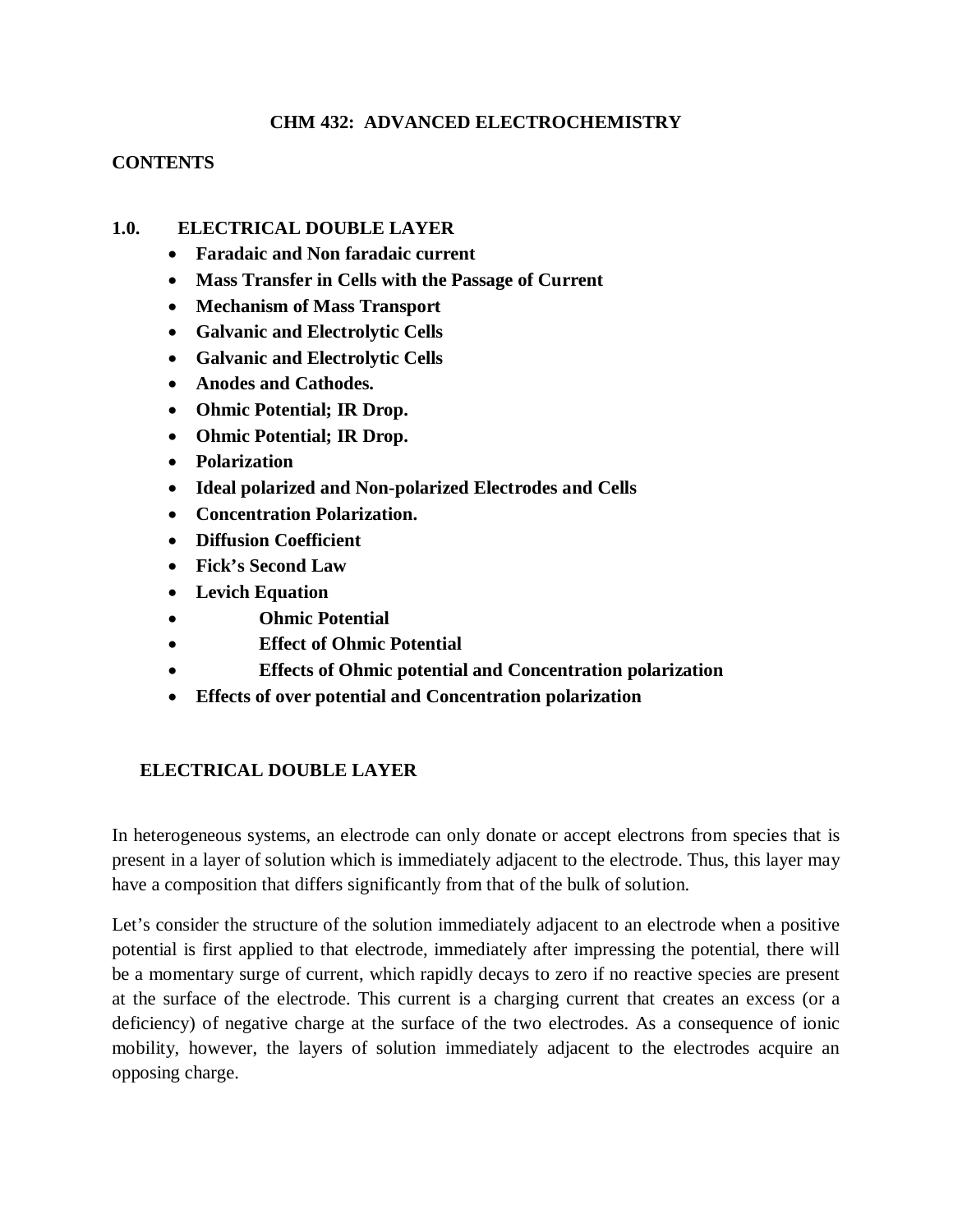**CHM 432: ADVANCED ELECTROCHEMISTRY**

**CONTENTS**

**1.0. ELECTRICAL DOUBLE LAYER**

- **Faradaic and Non faradaic current**
- **Mass Transfer in Cells with the Passage of Current**
- **Mechanism of Mass Transport**
- **Galvanic and Electrolytic Cells**
- **Galvanic and Electrolytic Cells**
- **Anodes and Cathodes.**
- **Ohmic Potential; IR Drop.**
- **Ohmic Potential; IR Drop.**
- **Polarization**
- **Ideal polarized and Non-polarized Electrodes and Cells**
- **Concentration Polarization.**
- **Diffusion Coefficient**
- **Fick's Second Law**
- **Levich Equation**
- **Ohmic Potential**
- **Effect of Ohmic Potential**
- **Effects of Ohmic potential and Concentration polarization**
- **Effects of over potential and Concentration polarization**

## ELECTRICAL DOUBLE LAYER

In heterogeneous systems, an electrode can only donate or accept electrons from species that is present in a layer of solution which is immediately adjacent to the electrode. Thus, this layer may have a composition that differs significantly from that of the bulk of solution.

Let's consider the structure of the solution immediately adjacent to an electrode when a positive potential is first applied to that electrode, immediately after impressing the potential, there will be a momentary surge of current, which rapidly decays to zero if no reactive species are present at the surface of the electrode. This current is a charging current that creates an excess (or a deficiency) of negative charge at the surface of the two electrodes. As a consequence of ionic mobility, however, the layers of solution immediately adjacent to the electrodes acquire an opposing charge.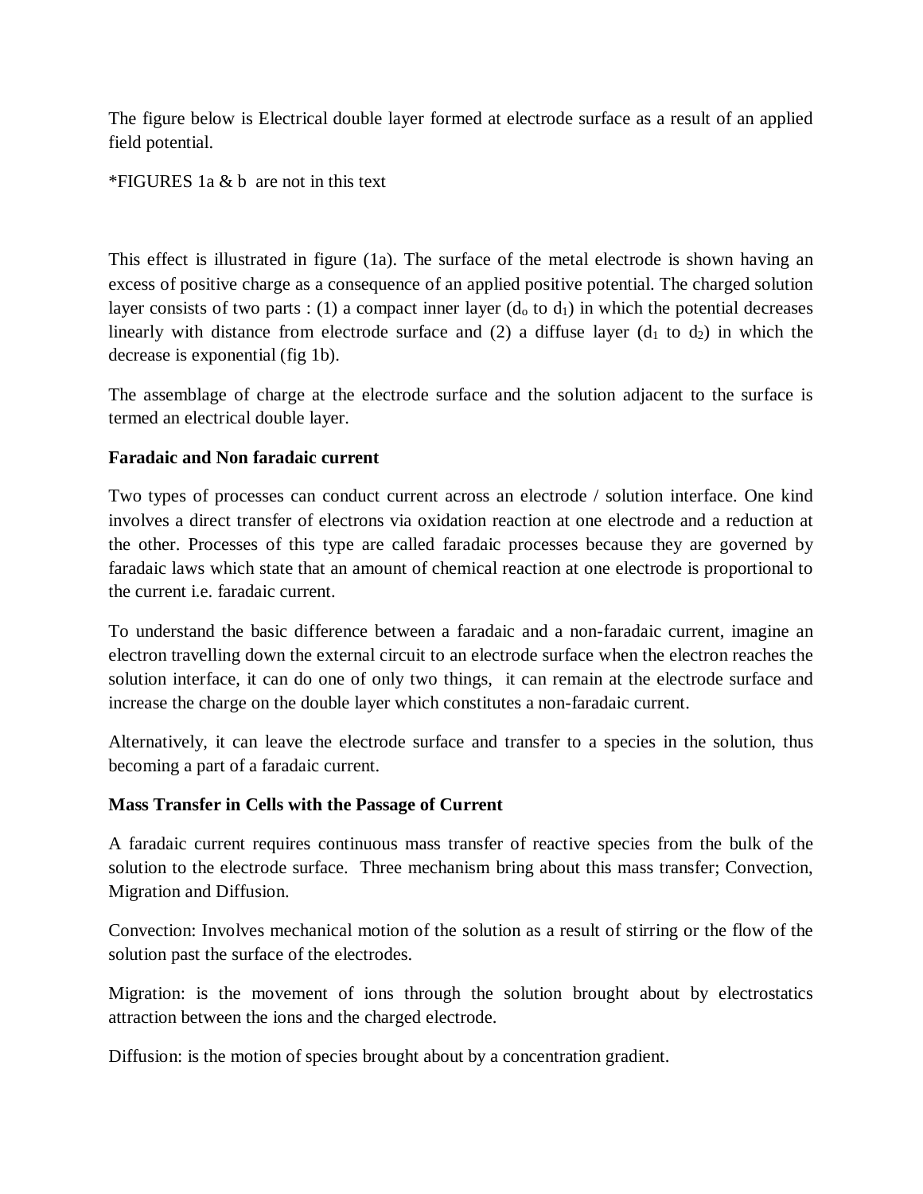The figure below is Electrical double layer formed at electrode surface as a result of an applied field potential.

*FIGURES 1a & b  are not in this text

This effect is illustrated in figure (1a). The surface of the metal electrode is shown having an excess of positive charge as a consequence of an applied positive potential. The charged solution layer consists of two parts : (1) a compact inner layer ($d_o$ to $d_1$) in which the potential decreases linearly with distance from electrode surface and (2) a diffuse layer ($d_1$ to $d_2$) in which the decrease is exponential (fig 1b).

The assemblage of charge at the electrode surface and the solution adjacent to the surface is termed an electrical double layer.

**Faradaic and Non faradaic current**

Two types of processes can conduct current across an electrode / solution interface. One kind involves a direct transfer of electrons via oxidation reaction at one electrode and a reduction at the other. Processes of this type are called faradaic processes because they are governed by faradaic laws which state that an amount of chemical reaction at one electrode is proportional to the current i.e. faradaic current.

To understand the basic difference between a faradaic and a non-faradaic current, imagine an electron travelling down the external circuit to an electrode surface when the electron reaches the solution interface, it can do one of only two things,  it can remain at the electrode surface and increase the charge on the double layer which constitutes a non-faradaic current.

Alternatively, it can leave the electrode surface and transfer to a species in the solution, thus becoming a part of a faradaic current.

**Mass Transfer in Cells with the Passage of Current**

A faradaic current requires continuous mass transfer of reactive species from the bulk of the solution to the electrode surface.  Three mechanism bring about this mass transfer; Convection, Migration and Diffusion.

Convection: Involves mechanical motion of the solution as a result of stirring or the flow of the solution past the surface of the electrodes.

Migration: is the movement of ions through the solution brought about by electrostatics attraction between the ions and the charged electrode.

Diffusion: is the motion of species brought about by a concentration gradient.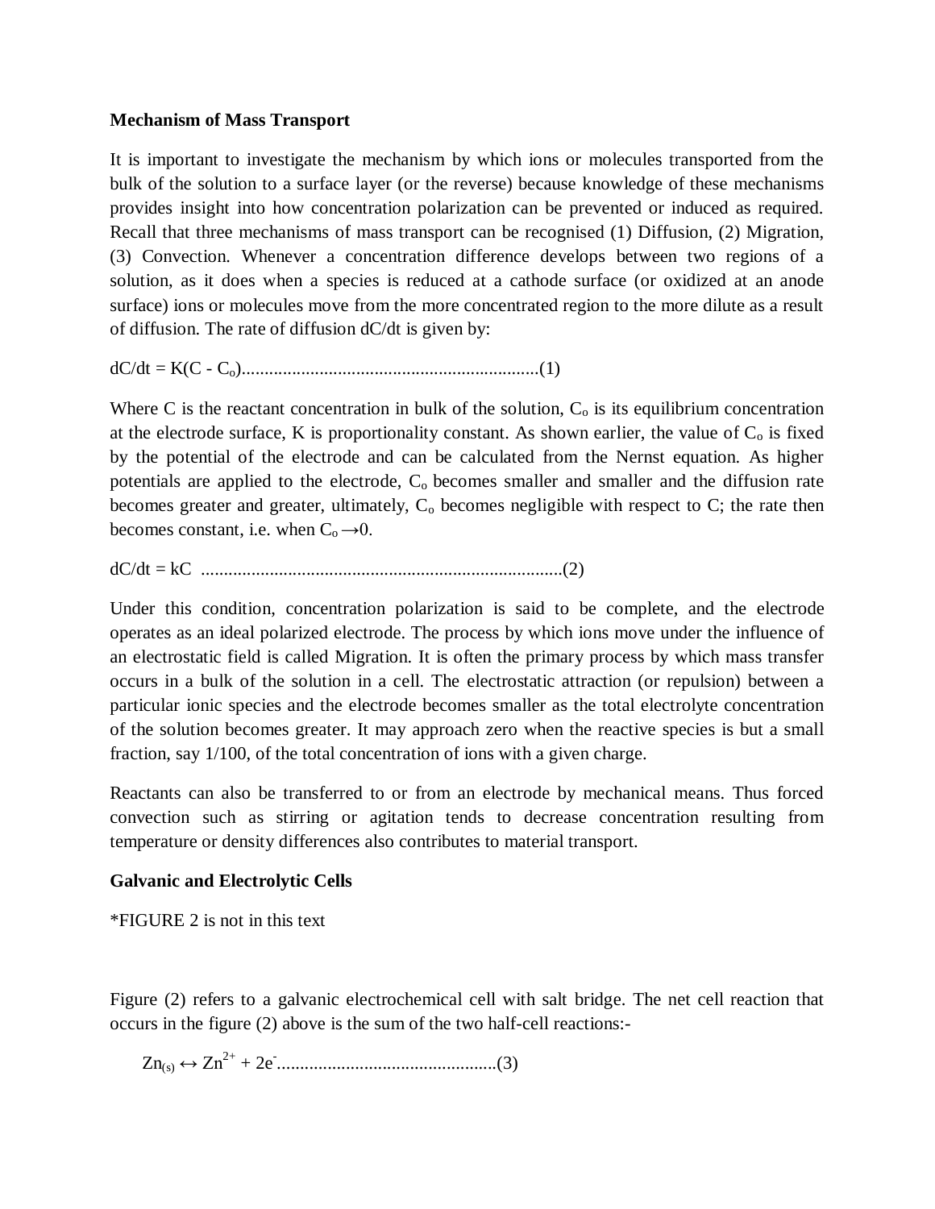**Mechanism of Mass Transport**

It is important to investigate the mechanism by which ions or molecules transported from the bulk of the solution to a surface layer (or the reverse) because knowledge of these mechanisms provides insight into how concentration polarization can be prevented or induced as required. Recall that three mechanisms of mass transport can be recognised (1) Diffusion, (2) Migration, (3) Convection. Whenever a concentration difference develops between two regions of a solution, as it does when a species is reduced at a cathode surface (or oxidized at an anode surface) ions or molecules move from the more concentrated region to the more dilute as a result of diffusion. The rate of diffusion dC/dt is given by:

$$dC/dt = K(C - C_o) \quad \text{.................................................................(1)}$$

Where C is the reactant concentration in bulk of the solution, $C_o$ is its equilibrium concentration at the electrode surface, K is proportionality constant. As shown earlier, the value of $C_o$ is fixed by the potential of the electrode and can be calculated from the Nernst equation. As higher potentials are applied to the electrode, $C_o$ becomes smaller and smaller and the diffusion rate becomes greater and greater, ultimately, $C_o$ becomes negligible with respect to C; the rate then becomes constant, i.e. when $C_o \rightarrow 0$.

$$dC/dt = kC \quad \text{...............................................................................(2)}$$

Under this condition, concentration polarization is said to be complete, and the electrode operates as an ideal polarized electrode. The process by which ions move under the influence of an electrostatic field is called Migration. It is often the primary process by which mass transfer occurs in a bulk of the solution in a cell. The electrostatic attraction (or repulsion) between a particular ionic species and the electrode becomes smaller as the total electrolyte concentration of the solution becomes greater. It may approach zero when the reactive species is but a small fraction, say 1/100, of the total concentration of ions with a given charge.

Reactants can also be transferred to or from an electrode by mechanical means. Thus forced convection such as stirring or agitation tends to decrease concentration resulting from temperature or density differences also contributes to material transport.

**Galvanic and Electrolytic Cells**

*FIGURE 2 is not in this text

Figure (2) refers to a galvanic electrochemical cell with salt bridge. The net cell reaction that occurs in the figure (2) above is the sum of the two half-cell reactions:-

$$Zn_{(s)} \leftrightarrow Zn^{2+} + 2e^{-} \quad \text{................................................(3)}$$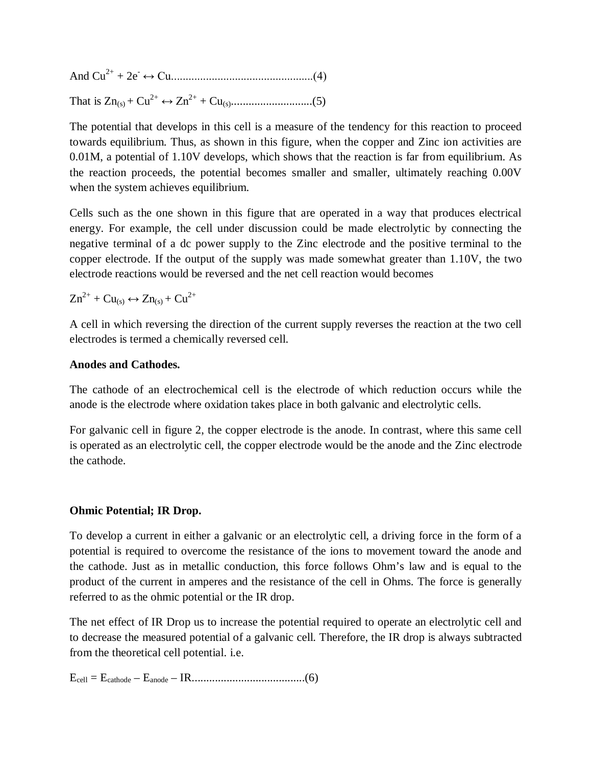And $Cu^{2+} + 2e^{-} \leftrightarrow Cu$.................................................(4)

That is $Zn_{(s)} + Cu^{2+} \leftrightarrow Zn^{2+} + Cu_{(s)}$............................(5)

The potential that develops in this cell is a measure of the tendency for this reaction to proceed towards equilibrium. Thus, as shown in this figure, when the copper and Zinc ion activities are 0.01M, a potential of 1.10V develops, which shows that the reaction is far from equilibrium. As the reaction proceeds, the potential becomes smaller and smaller, ultimately reaching 0.00V when the system achieves equilibrium.

Cells such as the one shown in this figure that are operated in a way that produces electrical energy. For example, the cell under discussion could be made electrolytic by connecting the negative terminal of a dc power supply to the Zinc electrode and the positive terminal to the copper electrode. If the output of the supply was made somewhat greater than 1.10V, the two electrode reactions would be reversed and the net cell reaction would becomes

$Zn^{2+} + Cu_{(s)} \leftrightarrow Zn_{(s)} + Cu^{2+}$

A cell in which reversing the direction of the current supply reverses the reaction at the two cell electrodes is termed a chemically reversed cell.

**Anodes and Cathodes.**

The cathode of an electrochemical cell is the electrode of which reduction occurs while the anode is the electrode where oxidation takes place in both galvanic and electrolytic cells.

For galvanic cell in figure 2, the copper electrode is the anode. In contrast, where this same cell is operated as an electrolytic cell, the copper electrode would be the anode and the Zinc electrode the cathode.

**Ohmic Potential; IR Drop.**

To develop a current in either a galvanic or an electrolytic cell, a driving force in the form of a potential is required to overcome the resistance of the ions to movement toward the anode and the cathode. Just as in metallic conduction, this force follows Ohm's law and is equal to the product of the current in amperes and the resistance of the cell in Ohms. The force is generally referred to as the ohmic potential or the IR drop.

The net effect of IR Drop us to increase the potential required to operate an electrolytic cell and to decrease the measured potential of a galvanic cell. Therefore, the IR drop is always subtracted from the theoretical cell potential. i.e.

$E_{cell} = E_{cathode} - E_{anode} - IR$.......................................(6)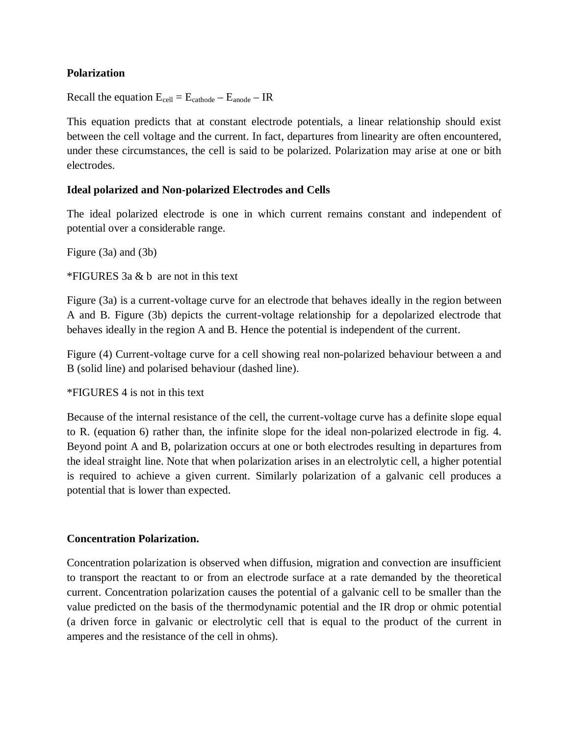**Polarization**

Recall the equation $E_{cell} = E_{cathode} – E_{anode} – IR$

This equation predicts that at constant electrode potentials, a linear relationship should exist between the cell voltage and the current. In fact, departures from linearity are often encountered, under these circumstances, the cell is said to be polarized. Polarization may arise at one or bith electrodes.

**Ideal polarized and Non-polarized Electrodes and Cells**

The ideal polarized electrode is one in which current remains constant and independent of potential over a considerable range.

Figure (3a) and (3b)

*FIGURES 3a & b are not in this text

Figure (3a) is a current-voltage curve for an electrode that behaves ideally in the region between A and B. Figure (3b) depicts the current-voltage relationship for a depolarized electrode that behaves ideally in the region A and B. Hence the potential is independent of the current.

Figure (4) Current-voltage curve for a cell showing real non-polarized behaviour between a and B (solid line) and polarised behaviour (dashed line).

*FIGURES 4 is not in this text

Because of the internal resistance of the cell, the current-voltage curve has a definite slope equal to R. (equation 6) rather than, the infinite slope for the ideal non-polarized electrode in fig. 4. Beyond point A and B, polarization occurs at one or both electrodes resulting in departures from the ideal straight line. Note that when polarization arises in an electrolytic cell, a higher potential is required to achieve a given current. Similarly polarization of a galvanic cell produces a potential that is lower than expected.

**Concentration Polarization.**

Concentration polarization is observed when diffusion, migration and convection are insufficient to transport the reactant to or from an electrode surface at a rate demanded by the theoretical current. Concentration polarization causes the potential of a galvanic cell to be smaller than the value predicted on the basis of the thermodynamic potential and the IR drop or ohmic potential (a driven force in galvanic or electrolytic cell that is equal to the product of the current in amperes and the resistance of the cell in ohms).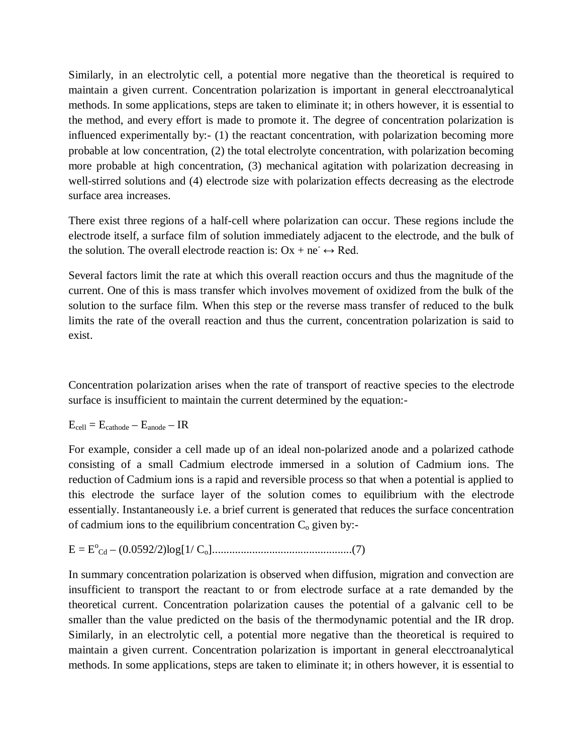Similarly, in an electrolytic cell, a potential more negative than the theoretical is required to maintain a given current. Concentration polarization is important in general elecctroanalytical methods. In some applications, steps are taken to eliminate it; in others however, it is essential to the method, and every effort is made to promote it. The degree of concentration polarization is influenced experimentally by:- (1) the reactant concentration, with polarization becoming more probable at low concentration, (2) the total electrolyte concentration, with polarization becoming more probable at high concentration, (3) mechanical agitation with polarization decreasing in well-stirred solutions and (4) electrode size with polarization effects decreasing as the electrode surface area increases.

There exist three regions of a half-cell where polarization can occur. These regions include the electrode itself, a surface film of solution immediately adjacent to the electrode, and the bulk of the solution. The overall electrode reaction is: $Ox + ne^- \leftrightarrow Red$.

Several factors limit the rate at which this overall reaction occurs and thus the magnitude of the current. One of this is mass transfer which involves movement of oxidized from the bulk of the solution to the surface film. When this step or the reverse mass transfer of reduced to the bulk limits the rate of the overall reaction and thus the current, concentration polarization is said to exist.

Concentration polarization arises when the rate of transport of reactive species to the electrode surface is insufficient to maintain the current determined by the equation:-

$$E_{cell} = E_{cathode} - E_{anode} - IR$$

For example, consider a cell made up of an ideal non-polarized anode and a polarized cathode consisting of a small Cadmium electrode immersed in a solution of Cadmium ions. The reduction of Cadmium ions is a rapid and reversible process so that when a potential is applied to this electrode the surface layer of the solution comes to equilibrium with the electrode essentially. Instantaneously i.e. a brief current is generated that reduces the surface concentration of cadmium ions to the equilibrium concentration $C_o$ given by:-

$$E = E^o_{Cd} - (0.0592/2)\log[1/ C_o] \quad \text{................................................(7)}$$

In summary concentration polarization is observed when diffusion, migration and convection are insufficient to transport the reactant to or from electrode surface at a rate demanded by the theoretical current. Concentration polarization causes the potential of a galvanic cell to be smaller than the value predicted on the basis of the thermodynamic potential and the IR drop. Similarly, in an electrolytic cell, a potential more negative than the theoretical is required to maintain a given current. Concentration polarization is important in general elecctroanalytical methods. In some applications, steps are taken to eliminate it; in others however, it is essential to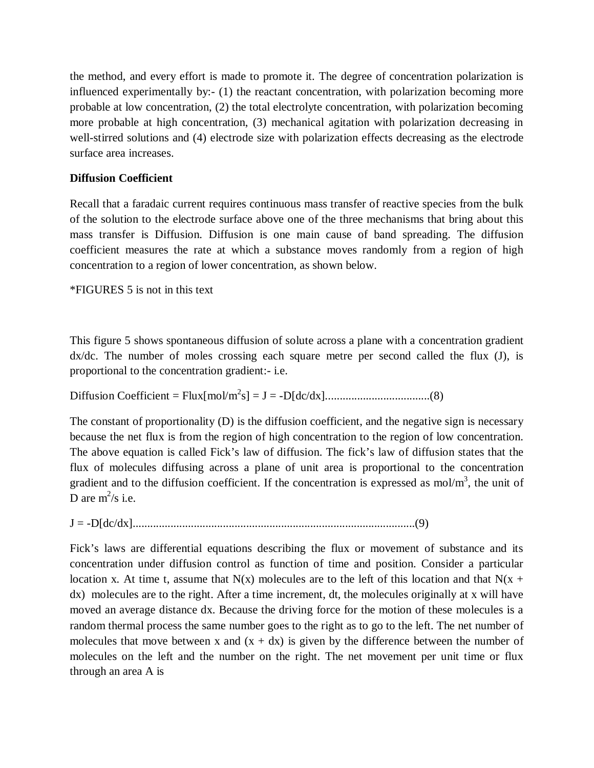the method, and every effort is made to promote it. The degree of concentration polarization is influenced experimentally by:- (1) the reactant concentration, with polarization becoming more probable at low concentration, (2) the total electrolyte concentration, with polarization becoming more probable at high concentration, (3) mechanical agitation with polarization decreasing in well-stirred solutions and (4) electrode size with polarization effects decreasing as the electrode surface area increases.

**Diffusion Coefficient**

Recall that a faradaic current requires continuous mass transfer of reactive species from the bulk of the solution to the electrode surface above one of the three mechanisms that bring about this mass transfer is Diffusion. Diffusion is one main cause of band spreading. The diffusion coefficient measures the rate at which a substance moves randomly from a region of high concentration to a region of lower concentration, as shown below.

*FIGURES 5 is not in this text

This figure 5 shows spontaneous diffusion of solute across a plane with a concentration gradient dx/dc. The number of moles crossing each square metre per second called the flux (J), is proportional to the concentration gradient:- i.e.

Diffusion Coefficient = Flux[mol/m$^2$s] = J = -D[dc/dx]....................................(8)

The constant of proportionality (D) is the diffusion coefficient, and the negative sign is necessary because the net flux is from the region of high concentration to the region of low concentration. The above equation is called Fick's law of diffusion. The fick's law of diffusion states that the flux of molecules diffusing across a plane of unit area is proportional to the concentration gradient and to the diffusion coefficient. If the concentration is expressed as mol/m$^3$, the unit of D are m$^2$/s i.e.

J = -D[dc/dx].................................................................................................(9)

Fick's laws are differential equations describing the flux or movement of substance and its concentration under diffusion control as function of time and position. Consider a particular location x. At time t, assume that N(x) molecules are to the left of this location and that N(x + dx) molecules are to the right. After a time increment, dt, the molecules originally at x will have moved an average distance dx. Because the driving force for the motion of these molecules is a random thermal process the same number goes to the right as to go to the left. The net number of molecules that move between x and (x + dx) is given by the difference between the number of molecules on the left and the number on the right. The net movement per unit time or flux through an area A is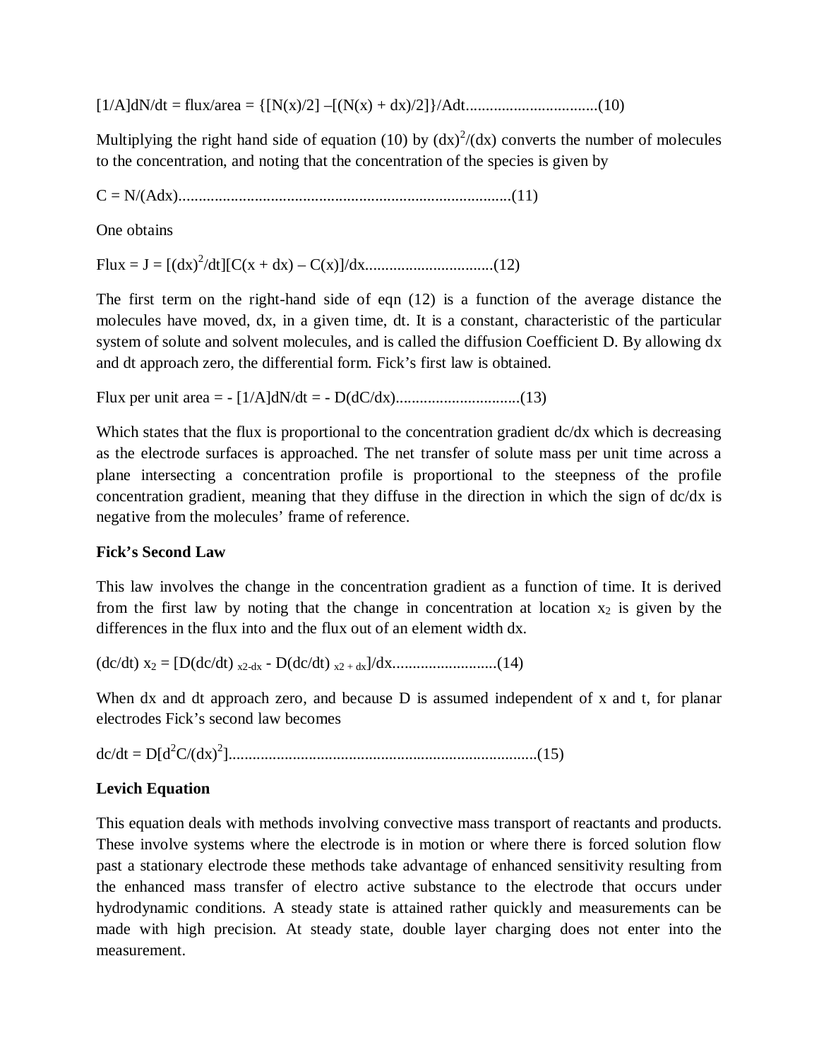$$[1/A]dN/dt = \text{flux/area} = \{[N(x)/2] - [(N(x) + dx)/2]\}/Adt \quad \text{................................(10)}$$

Multiplying the right hand side of equation (10) by $(dx)^2/(dx)$ converts the number of molecules to the concentration, and noting that the concentration of the species is given by

$$C = N/(Adx) \quad \text{..................................................................................(11)}$$

One obtains

$$\text{Flux} = J = [(dx)^2/dt][C(x + dx) - C(x)]/dx \quad \text{................................(12)}$$

The first term on the right-hand side of eqn (12) is a function of the average distance the molecules have moved, dx, in a given time, dt. It is a constant, characteristic of the particular system of solute and solvent molecules, and is called the diffusion Coefficient D. By allowing dx and dt approach zero, the differential form. Fick's first law is obtained.

$$\text{Flux per unit area} = -[1/A]dN/dt = -D(dC/dx) \quad \text{...............................(13)}$$

Which states that the flux is proportional to the concentration gradient dc/dx which is decreasing as the electrode surfaces is approached. The net transfer of solute mass per unit time across a plane intersecting a concentration profile is proportional to the steepness of the profile concentration gradient, meaning that they diffuse in the direction in which the sign of dc/dx is negative from the molecules' frame of reference.

**Fick's Second Law**

This law involves the change in the concentration gradient as a function of time. It is derived from the first law by noting that the change in concentration at location $x_2$ is given by the differences in the flux into and the flux out of an element width dx.

$$(dc/dt)\, x_2 = [D(dc/dt)_{x2-dx} - D(dc/dt)_{x2+dx}]/dx \quad \text{..........................(14)}$$

When dx and dt approach zero, and because D is assumed independent of x and t, for planar electrodes Fick's second law becomes

$$dc/dt = D[d^2C/(dx)^2] \quad \text{............................................................................(15)}$$

**Levich Equation**

This equation deals with methods involving convective mass transport of reactants and products. These involve systems where the electrode is in motion or where there is forced solution flow past a stationary electrode these methods take advantage of enhanced sensitivity resulting from the enhanced mass transfer of electro active substance to the electrode that occurs under hydrodynamic conditions. A steady state is attained rather quickly and measurements can be made with high precision. At steady state, double layer charging does not enter into the measurement.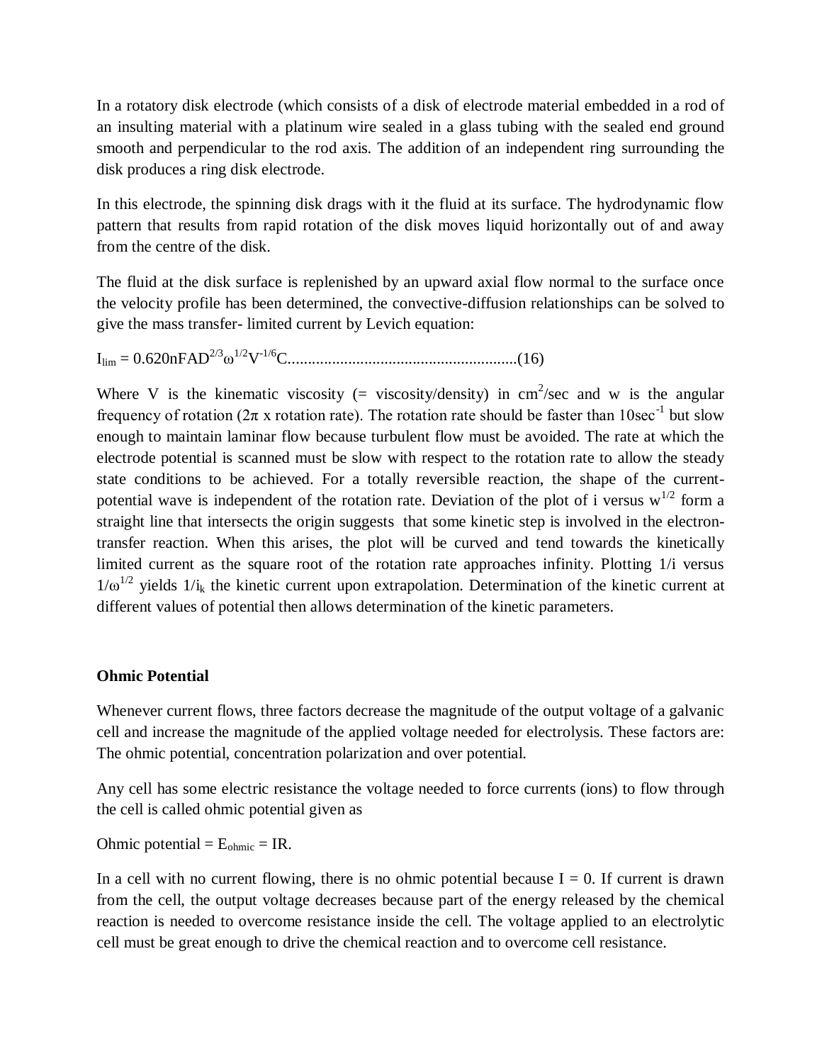In a rotatory disk electrode (which consists of a disk of electrode material embedded in a rod of an insulting material with a platinum wire sealed in a glass tubing with the sealed end ground smooth and perpendicular to the rod axis. The addition of an independent ring surrounding the disk produces a ring disk electrode.

In this electrode, the spinning disk drags with it the fluid at its surface. The hydrodynamic flow pattern that results from rapid rotation of the disk moves liquid horizontally out of and away from the centre of the disk.

The fluid at the disk surface is replenished by an upward axial flow normal to the surface once the velocity profile has been determined, the convective-diffusion relationships can be solved to give the mass transfer- limited current by Levich equation:

$I_{lim} = 0.620nFAD^{2/3}\omega^{1/2}V^{-1/6}C$.........................................................(16)

Where V is the kinematic viscosity (= viscosity/density) in $cm^2/sec$ and w is the angular frequency of rotation ($2\pi$ x rotation rate). The rotation rate should be faster than $10sec^{-1}$ but slow enough to maintain laminar flow because turbulent flow must be avoided. The rate at which the electrode potential is scanned must be slow with respect to the rotation rate to allow the steady state conditions to be achieved. For a totally reversible reaction, the shape of the current-potential wave is independent of the rotation rate. Deviation of the plot of i versus $w^{1/2}$ form a straight line that intersects the origin suggests that some kinetic step is involved in the electron-transfer reaction. When this arises, the plot will be curved and tend towards the kinetically limited current as the square root of the rotation rate approaches infinity. Plotting 1/i versus $1/\omega^{1/2}$ yields $1/i_k$ the kinetic current upon extrapolation. Determination of the kinetic current at different values of potential then allows determination of the kinetic parameters.

**Ohmic Potential**

Whenever current flows, three factors decrease the magnitude of the output voltage of a galvanic cell and increase the magnitude of the applied voltage needed for electrolysis. These factors are: The ohmic potential, concentration polarization and over potential.

Any cell has some electric resistance the voltage needed to force currents (ions) to flow through the cell is called ohmic potential given as

Ohmic potential = $E_{ohmic}$ = IR.

In a cell with no current flowing, there is no ohmic potential because I = 0. If current is drawn from the cell, the output voltage decreases because part of the energy released by the chemical reaction is needed to overcome resistance inside the cell. The voltage applied to an electrolytic cell must be great enough to drive the chemical reaction and to overcome cell resistance.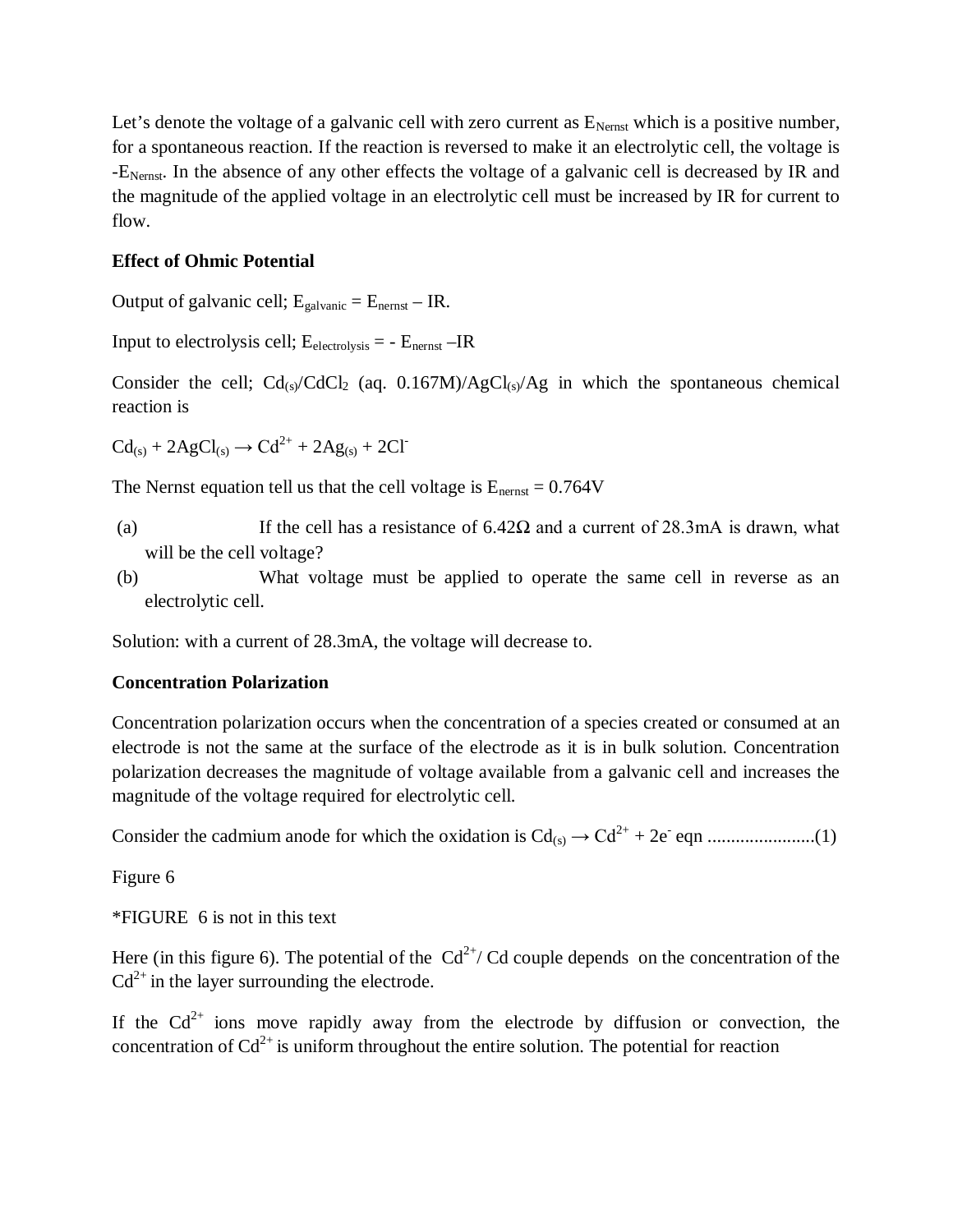Let's denote the voltage of a galvanic cell with zero current as $E_{Nernst}$ which is a positive number, for a spontaneous reaction. If the reaction is reversed to make it an electrolytic cell, the voltage is $-E_{Nernst}$. In the absence of any other effects the voltage of a galvanic cell is decreased by IR and the magnitude of the applied voltage in an electrolytic cell must be increased by IR for current to flow.

**Effect of Ohmic Potential**

Output of galvanic cell; $E_{galvanic} = E_{nernst} - IR$.

Input to electrolysis cell; $E_{electrolysis} = - E_{nernst} - IR$

Consider the cell; $Cd_{(s)}/CdCl_2$ (aq. 0.167M)/$AgCl_{(s)}$/Ag in which the spontaneous chemical reaction is

$Cd_{(s)} + 2AgCl_{(s)} \rightarrow Cd^{2+} + 2Ag_{(s)} + 2Cl^{-}$

The Nernst equation tell us that the cell voltage is $E_{nernst} = 0.764V$

(a) If the cell has a resistance of 6.42Ω and a current of 28.3mA is drawn, what will be the cell voltage?

(b) What voltage must be applied to operate the same cell in reverse as an electrolytic cell.

Solution: with a current of 28.3mA, the voltage will decrease to.

**Concentration Polarization**

Concentration polarization occurs when the concentration of a species created or consumed at an electrode is not the same at the surface of the electrode as it is in bulk solution. Concentration polarization decreases the magnitude of voltage available from a galvanic cell and increases the magnitude of the voltage required for electrolytic cell.

Consider the cadmium anode for which the oxidation is $Cd_{(s)} \rightarrow Cd^{2+} + 2e^{-}$ eqn .......................(1)

Figure 6

*FIGURE 6 is not in this text

Here (in this figure 6). The potential of the $Cd^{2+}$/ Cd couple depends on the concentration of the $Cd^{2+}$ in the layer surrounding the electrode.

If the $Cd^{2+}$ ions move rapidly away from the electrode by diffusion or convection, the concentration of $Cd^{2+}$ is uniform throughout the entire solution. The potential for reaction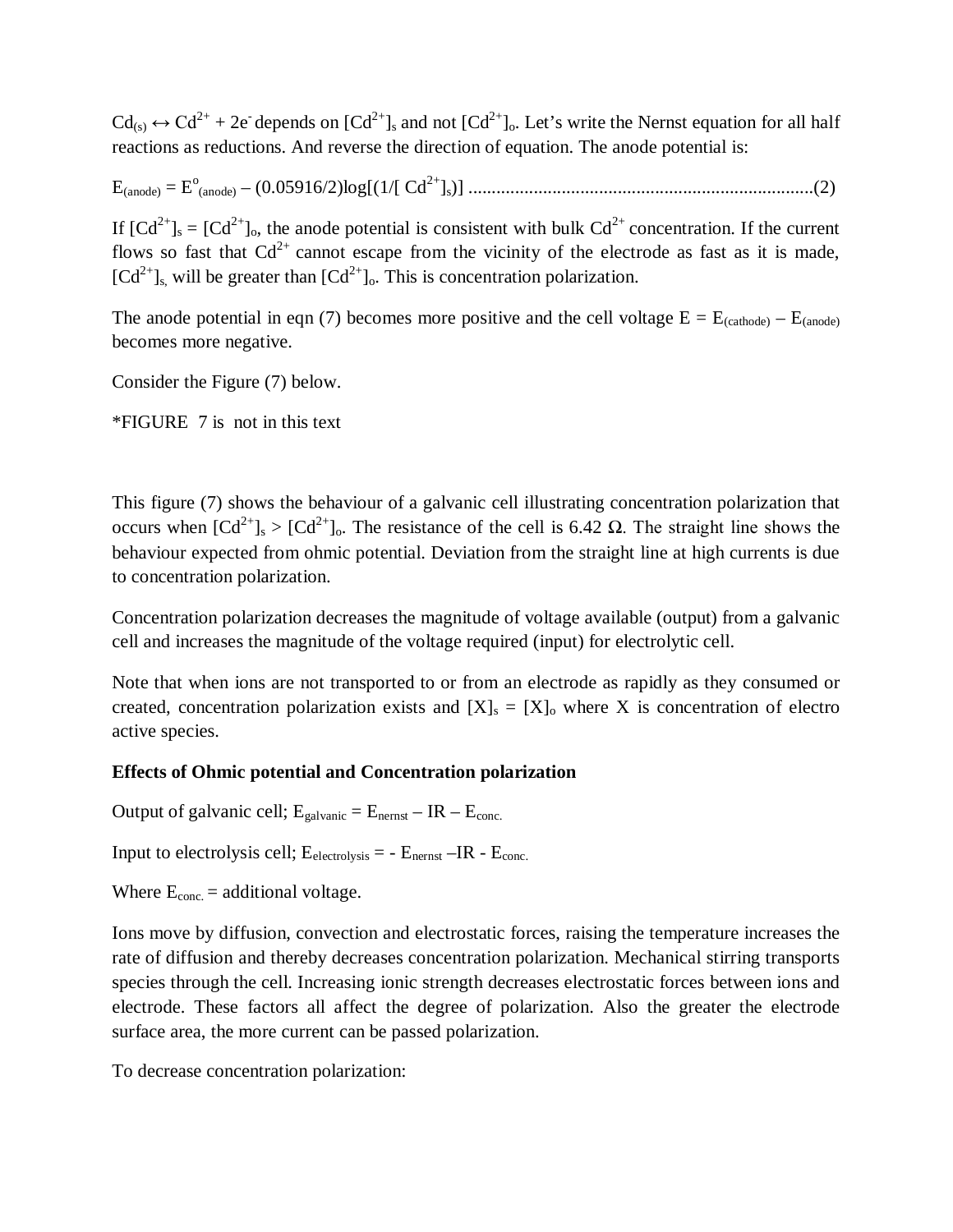$Cd_{(s)} \leftrightarrow Cd^{2+} + 2e^-$ depends on $[Cd^{2+}]_s$ and not $[Cd^{2+}]_o$. Let's write the Nernst equation for all half reactions as reductions. And reverse the direction of equation. The anode potential is:

$E_{(anode)} = E^o_{(anode)} - (0.05916/2)\log[(1/[Cd^{2+}]_s)]$ ..........................................................................(2)

If $[Cd^{2+}]_s = [Cd^{2+}]_o$, the anode potential is consistent with bulk $Cd^{2+}$ concentration. If the current flows so fast that $Cd^{2+}$ cannot escape from the vicinity of the electrode as fast as it is made, $[Cd^{2+}]_s$, will be greater than $[Cd^{2+}]_o$. This is concentration polarization.

The anode potential in eqn (7) becomes more positive and the cell voltage $E = E_{(cathode)} - E_{(anode)}$ becomes more negative.

Consider the Figure (7) below.

*FIGURE 7 is not in this text

This figure (7) shows the behaviour of a galvanic cell illustrating concentration polarization that occurs when $[Cd^{2+}]_s > [Cd^{2+}]_o$. The resistance of the cell is 6.42 $\Omega$. The straight line shows the behaviour expected from ohmic potential. Deviation from the straight line at high currents is due to concentration polarization.

Concentration polarization decreases the magnitude of voltage available (output) from a galvanic cell and increases the magnitude of the voltage required (input) for electrolytic cell.

Note that when ions are not transported to or from an electrode as rapidly as they consumed or created, concentration polarization exists and $[X]_s = [X]_o$ where X is concentration of electro active species.

**Effects of Ohmic potential and Concentration polarization**

Output of galvanic cell; $E_{galvanic} = E_{nernst} - IR - E_{conc.}$

Input to electrolysis cell; $E_{electrolysis} = - E_{nernst} - IR - E_{conc.}$

Where $E_{conc.}$ = additional voltage.

Ions move by diffusion, convection and electrostatic forces, raising the temperature increases the rate of diffusion and thereby decreases concentration polarization. Mechanical stirring transports species through the cell. Increasing ionic strength decreases electrostatic forces between ions and electrode. These factors all affect the degree of polarization. Also the greater the electrode surface area, the more current can be passed polarization.

To decrease concentration polarization: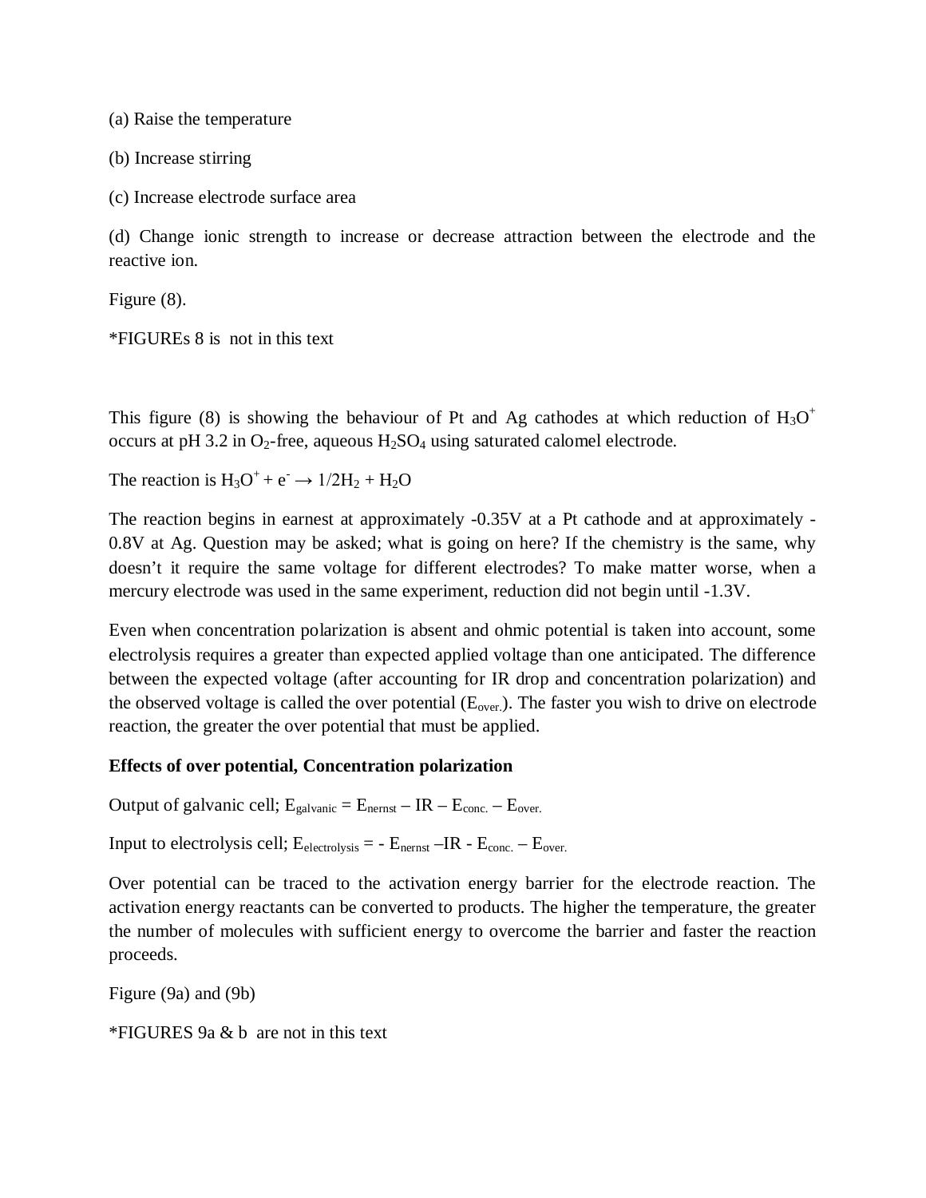(a) Raise the temperature

(b) Increase stirring

(c) Increase electrode surface area

(d) Change ionic strength to increase or decrease attraction between the electrode and the reactive ion.

Figure (8).

*FIGUREs 8 is not in this text

This figure (8) is showing the behaviour of Pt and Ag cathodes at which reduction of $H_3O^+$ occurs at pH 3.2 in $O_2$-free, aqueous $H_2SO_4$ using saturated calomel electrode.

The reaction is $H_3O^+ + e^- \rightarrow 1/2H_2 + H_2O$

The reaction begins in earnest at approximately -0.35V at a Pt cathode and at approximately -0.8V at Ag. Question may be asked; what is going on here? If the chemistry is the same, why doesn't it require the same voltage for different electrodes? To make matter worse, when a mercury electrode was used in the same experiment, reduction did not begin until -1.3V.

Even when concentration polarization is absent and ohmic potential is taken into account, some electrolysis requires a greater than expected applied voltage than one anticipated. The difference between the expected voltage (after accounting for IR drop and concentration polarization) and the observed voltage is called the over potential ($E_{over.}$). The faster you wish to drive on electrode reaction, the greater the over potential that must be applied.

**Effects of over potential, Concentration polarization**

Output of galvanic cell; $E_{galvanic} = E_{nernst} – IR – E_{conc.} – E_{over.}$

Input to electrolysis cell; $E_{electrolysis} = - E_{nernst} –IR - E_{conc.} – E_{over.}$

Over potential can be traced to the activation energy barrier for the electrode reaction. The activation energy reactants can be converted to products. The higher the temperature, the greater the number of molecules with sufficient energy to overcome the barrier and faster the reaction proceeds.

Figure (9a) and (9b)

*FIGURES 9a & b are not in this text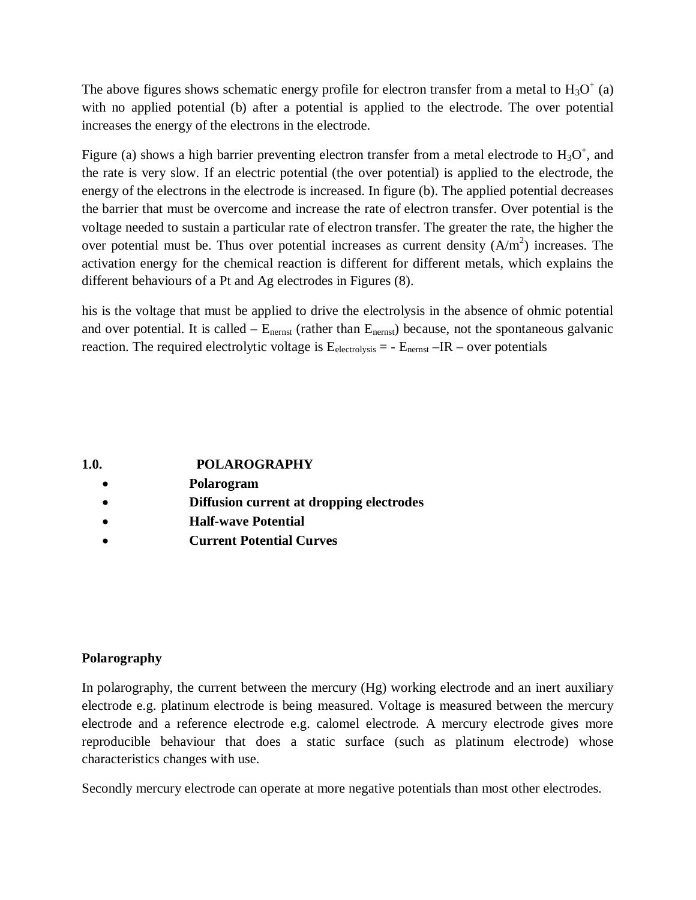The above figures shows schematic energy profile for electron transfer from a metal to $H_3O^+$ (a) with no applied potential (b) after a potential is applied to the electrode. The over potential increases the energy of the electrons in the electrode.

Figure (a) shows a high barrier preventing electron transfer from a metal electrode to $H_3O^+$, and the rate is very slow. If an electric potential (the over potential) is applied to the electrode, the energy of the electrons in the electrode is increased. In figure (b). The applied potential decreases the barrier that must be overcome and increase the rate of electron transfer. Over potential is the voltage needed to sustain a particular rate of electron transfer. The greater the rate, the higher the over potential must be. Thus over potential increases as current density ($A/m^2$) increases. The activation energy for the chemical reaction is different for different metals, which explains the different behaviours of a Pt and Ag electrodes in Figures (8).

his is the voltage that must be applied to drive the electrolysis in the absence of ohmic potential and over potential. It is called – $E_{nernst}$ (rather than $E_{nernst}$) because, not the spontaneous galvanic reaction. The required electrolytic voltage is $E_{electrolysis} = - E_{nernst} – IR$ – over potentials

## 1.0. POLAROGRAPHY

- **Polarogram**
- **Diffusion current at dropping electrodes**
- **Half-wave Potential**
- **Current Potential Curves**

### Polarography

In polarography, the current between the mercury (Hg) working electrode and an inert auxiliary electrode e.g. platinum electrode is being measured. Voltage is measured between the mercury electrode and a reference electrode e.g. calomel electrode. A mercury electrode gives more reproducible behaviour that does a static surface (such as platinum electrode) whose characteristics changes with use.

Secondly mercury electrode can operate at more negative potentials than most other electrodes.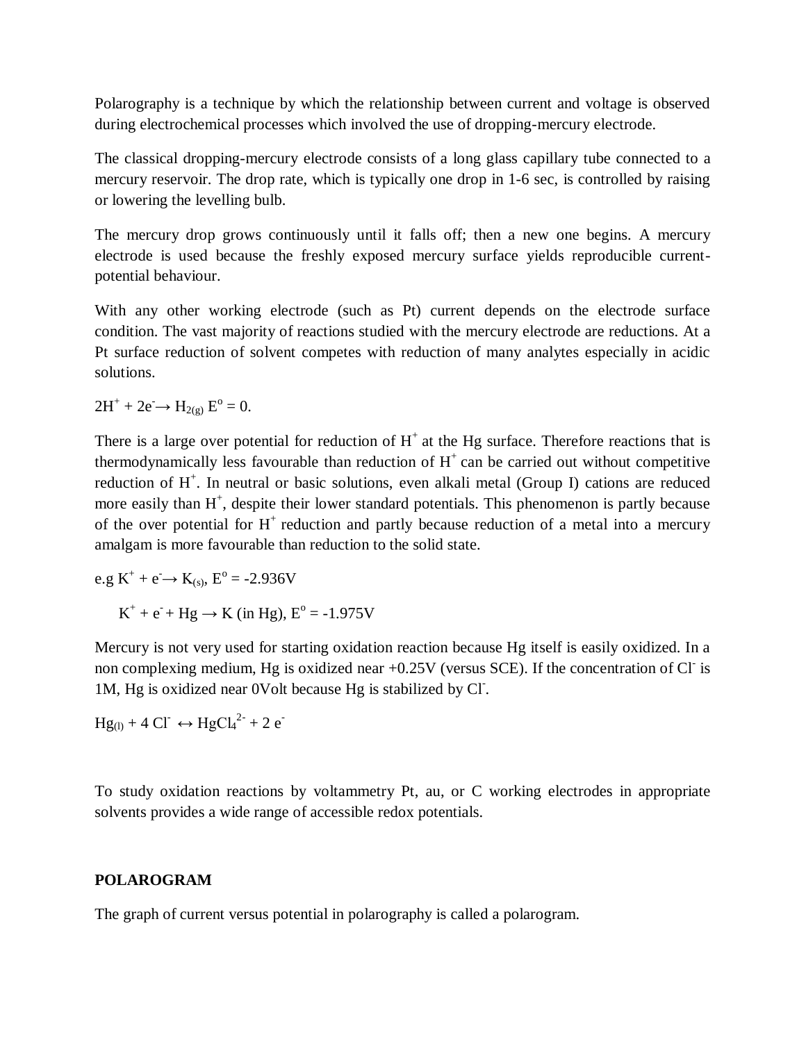Polarography is a technique by which the relationship between current and voltage is observed during electrochemical processes which involved the use of dropping-mercury electrode.

The classical dropping-mercury electrode consists of a long glass capillary tube connected to a mercury reservoir. The drop rate, which is typically one drop in 1-6 sec, is controlled by raising or lowering the levelling bulb.

The mercury drop grows continuously until it falls off; then a new one begins. A mercury electrode is used because the freshly exposed mercury surface yields reproducible current-potential behaviour.

With any other working electrode (such as Pt) current depends on the electrode surface condition. The vast majority of reactions studied with the mercury electrode are reductions. At a Pt surface reduction of solvent competes with reduction of many analytes especially in acidic solutions.

$2H^+ + 2e^- \rightarrow H_{2(g)}$ $E^o = 0$.

There is a large over potential for reduction of $H^+$ at the Hg surface. Therefore reactions that is thermodynamically less favourable than reduction of $H^+$ can be carried out without competitive reduction of $H^+$. In neutral or basic solutions, even alkali metal (Group I) cations are reduced more easily than $H^+$, despite their lower standard potentials. This phenomenon is partly because of the over potential for $H^+$ reduction and partly because reduction of a metal into a mercury amalgam is more favourable than reduction to the solid state.

e.g $K^+ + e^- \rightarrow K_{(s)}$, $E^o = -2.936V$

$K^+ + e^- + Hg \rightarrow K \text{ (in Hg)}$, $E^o = -1.975V$

Mercury is not very used for starting oxidation reaction because Hg itself is easily oxidized. In a non complexing medium, Hg is oxidized near +0.25V (versus SCE). If the concentration of $Cl^-$ is 1M, Hg is oxidized near 0Volt because Hg is stabilized by $Cl^-$.

$Hg_{(l)} + 4\,Cl^- \leftrightarrow HgCl_4^{2-} + 2\,e^-$

To study oxidation reactions by voltammetry Pt, au, or C working electrodes in appropriate solvents provides a wide range of accessible redox potentials.

## POLAROGRAM

The graph of current versus potential in polarography is called a polarogram.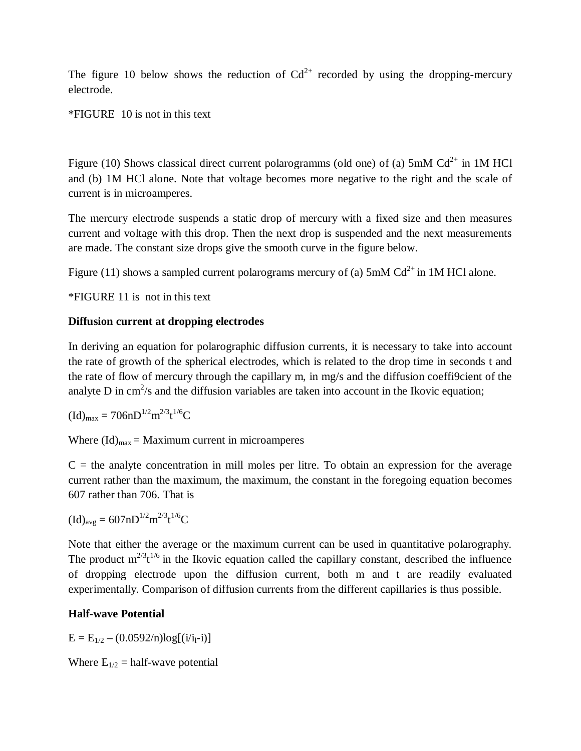The figure 10 below shows the reduction of $Cd^{2+}$ recorded by using the dropping-mercury electrode.

*FIGURE 10 is not in this text

Figure (10) Shows classical direct current polarogramms (old one) of (a) 5mM $Cd^{2+}$ in 1M HCl and (b) 1M HCl alone. Note that voltage becomes more negative to the right and the scale of current is in microamperes.

The mercury electrode suspends a static drop of mercury with a fixed size and then measures current and voltage with this drop. Then the next drop is suspended and the next measurements are made. The constant size drops give the smooth curve in the figure below.

Figure (11) shows a sampled current polarograms mercury of (a) 5mM $Cd^{2+}$ in 1M HCl alone.

*FIGURE 11 is not in this text

**Diffusion current at dropping electrodes**

In deriving an equation for polarographic diffusion currents, it is necessary to take into account the rate of growth of the spherical electrodes, which is related to the drop time in seconds t and the rate of flow of mercury through the capillary m, in mg/s and the diffusion coeffi9cient of the analyte D in $cm^2/s$ and the diffusion variables are taken into account in the Ikovic equation;

$$(Id)_{max} = 706nD^{1/2}m^{2/3}t^{1/6}C$$

Where $(Id)_{max}$ = Maximum current in microamperes

C = the analyte concentration in mill moles per litre. To obtain an expression for the average current rather than the maximum, the maximum, the constant in the foregoing equation becomes 607 rather than 706. That is

$$(Id)_{avg} = 607nD^{1/2}m^{2/3}t^{1/6}C$$

Note that either the average or the maximum current can be used in quantitative polarography. The product $m^{2/3}t^{1/6}$ in the Ikovic equation called the capillary constant, described the influence of dropping electrode upon the diffusion current, both m and t are readily evaluated experimentally. Comparison of diffusion currents from the different capillaries is thus possible.

**Half-wave Potential**

$$E = E_{1/2} – (0.0592/n)\log[(i/i_l-i)]$$

Where $E_{1/2}$ = half-wave potential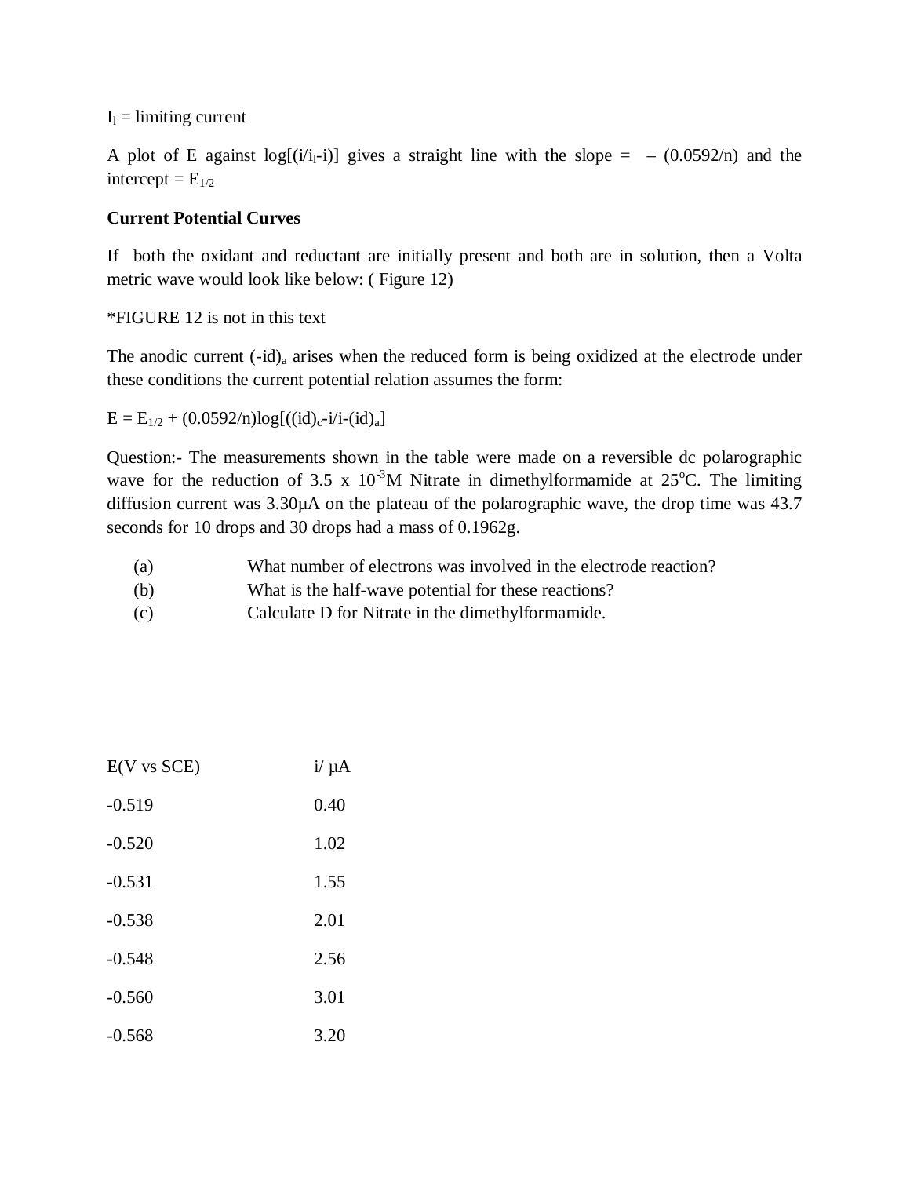$I_l$ = limiting current

A plot of E against $\log[(i/i_l-i)]$ gives a straight line with the slope = $-(0.0592/n)$ and the intercept = $E_{1/2}$

**Current Potential Curves**

If both the oxidant and reductant are initially present and both are in solution, then a Volta metric wave would look like below: ( Figure 12)

*FIGURE 12 is not in this text

The anodic current $(-id)_a$ arises when the reduced form is being oxidized at the electrode under these conditions the current potential relation assumes the form:

$$E = E_{1/2} + (0.0592/n)\log[((id)_c-i/i-(id)_a]$$

Question:- The measurements shown in the table were made on a reversible dc polarographic wave for the reduction of $3.5 \times 10^{-3}$M Nitrate in dimethylformamide at 25$^o$C. The limiting diffusion current was 3.30µA on the plateau of the polarographic wave, the drop time was 43.7 seconds for 10 drops and 30 drops had a mass of 0.1962g.

(a) What number of electrons was involved in the electrode reaction?

(b) What is the half-wave potential for these reactions?

(c) Calculate D for Nitrate in the dimethylformamide.

| E(V vs SCE) | i/ µA |
|---|---|
| -0.519 | 0.40 |
| -0.520 | 1.02 |
| -0.531 | 1.55 |
| -0.538 | 2.01 |
| -0.548 | 2.56 |
| -0.560 | 3.01 |
| -0.568 | 3.20 |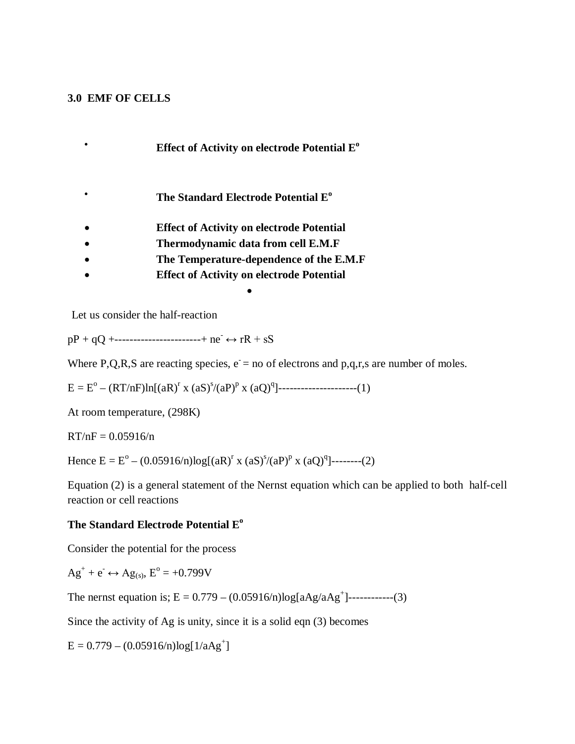### 3.0 EMF OF CELLS

- **Effect of Activity on electrode Potential $E^o$**
- **The Standard Electrode Potential $E^o$**
- **Effect of Activity on electrode Potential**
- **Thermodynamic data from cell E.M.F**
- **The Temperature-dependence of the E.M.F**
- **Effect of Activity on electrode Potential**

Let us consider the half-reaction

$pP + qQ$ +-----------------------+ $ne^- \leftrightarrow rR + sS$

Where P,Q,R,S are reacting species, $e^-$ = no of electrons and p,q,r,s are number of moles.

$E = E^o – (RT/nF)\ln[(aR)^r \times (aS)^s/(aP)^p \times (aQ)^q]$---------------------(1)

At room temperature, (298K)

$RT/nF = 0.05916/n$

Hence $E = E^o – (0.05916/n)\log[(aR)^r \times (aS)^s/(aP)^p \times (aQ)^q]$--------(2)

Equation (2) is a general statement of the Nernst equation which can be applied to both half-cell reaction or cell reactions

**The Standard Electrode Potential $E^o$**

Consider the potential for the process

$Ag^+ + e^- \leftrightarrow Ag_{(s)}$, $E^o = +0.799V$

The nernst equation is; $E = 0.779 – (0.05916/n)\log[aAg/aAg^+]$------------(3)

Since the activity of Ag is unity, since it is a solid eqn (3) becomes

$E = 0.779 – (0.05916/n)\log[1/aAg^+]$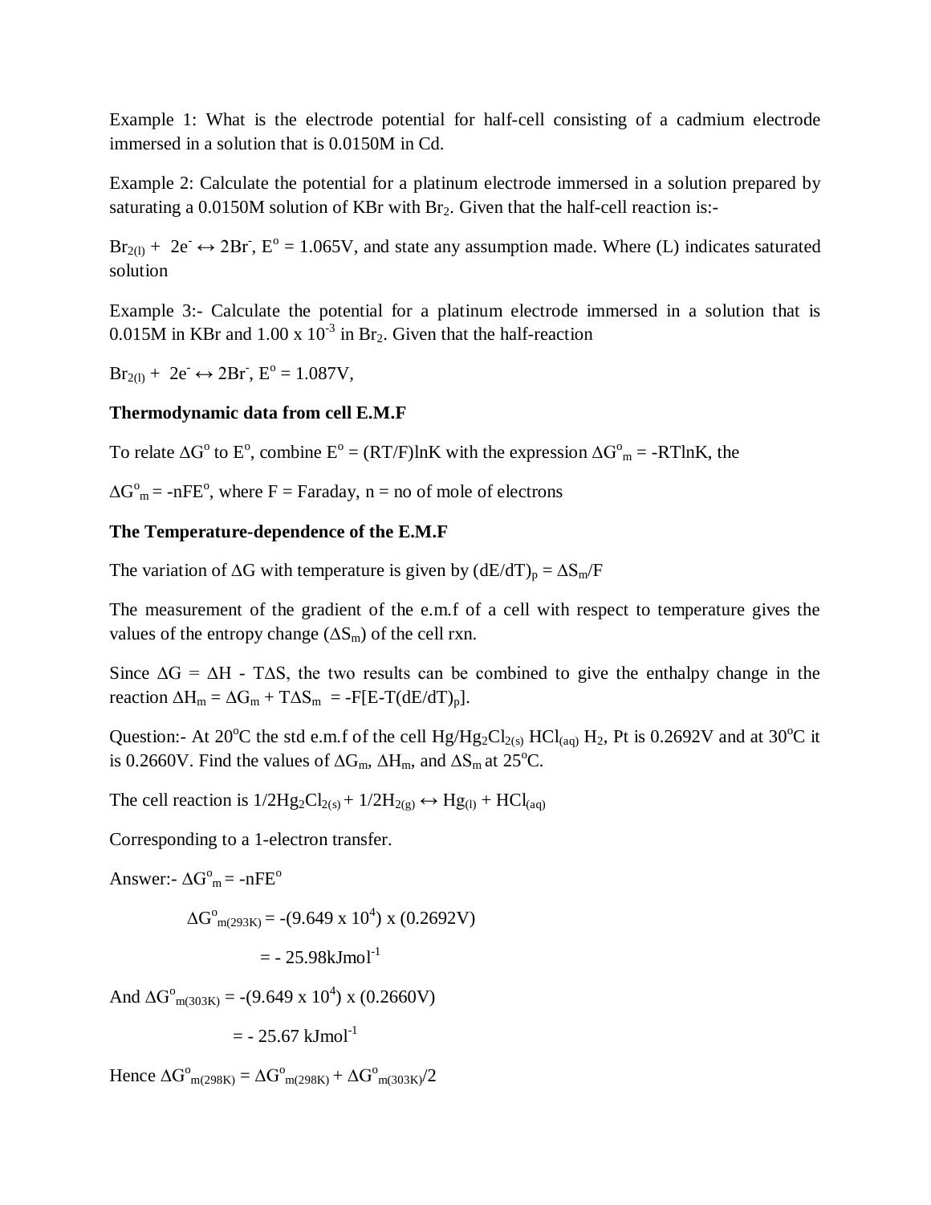Example 1: What is the electrode potential for half-cell consisting of a cadmium electrode immersed in a solution that is 0.0150M in Cd.

Example 2: Calculate the potential for a platinum electrode immersed in a solution prepared by saturating a 0.0150M solution of KBr with $Br_2$. Given that the half-cell reaction is:-

$Br_{2(l)} + 2e^- \leftrightarrow 2Br^-$, $E^o = 1.065V$, and state any assumption made. Where (L) indicates saturated solution

Example 3:- Calculate the potential for a platinum electrode immersed in a solution that is 0.015M in KBr and $1.00 \times 10^{-3}$ in $Br_2$. Given that the half-reaction

$Br_{2(l)} + 2e^- \leftrightarrow 2Br^-$, $E^o = 1.087V$,

**Thermodynamic data from cell E.M.F**

To relate $\Delta G^o$ to $E^o$, combine $E^o = (RT/F)\ln K$ with the expression $\Delta G^o{}_m = -RT\ln K$, the

$\Delta G^o{}_m = -nFE^o$, where F = Faraday, n = no of mole of electrons

**The Temperature-dependence of the E.M.F**

The variation of $\Delta G$ with temperature is given by $(dE/dT)_p = \Delta S_m/F$

The measurement of the gradient of the e.m.f of a cell with respect to temperature gives the values of the entropy change ($\Delta S_m$) of the cell rxn.

Since $\Delta G = \Delta H - T\Delta S$, the two results can be combined to give the enthalpy change in the reaction $\Delta H_m = \Delta G_m + T\Delta S_m = -F[E-T(dE/dT)_p]$.

Question:- At 20°C the std e.m.f of the cell $Hg/Hg_2Cl_{2(s)}\ HCl_{(aq)}\ H_2$, Pt is 0.2692V and at 30°C it is 0.2660V. Find the values of $\Delta G_m$, $\Delta H_m$, and $\Delta S_m$ at 25°C.

The cell reaction is $1/2Hg_2Cl_{2(s)} + 1/2H_{2(g)} \leftrightarrow Hg_{(l)} + HCl_{(aq)}$

Corresponding to a 1-electron transfer.

Answer:- $\Delta G^o{}_m = -nFE^o$

$$\Delta G^o{}_{m(293K)} = -(9.649 \times 10^4) \times (0.2692V)$$

$$= -25.98 kJmol^{-1}$$

And $\Delta G^o{}_{m(303K)} = -(9.649 \times 10^4) \times (0.2660V)$

$$= -25.67\ kJmol^{-1}$$

Hence $\Delta G^o{}_{m(298K)} = \Delta G^o{}_{m(298K)} + \Delta G^o{}_{m(303K)}/2$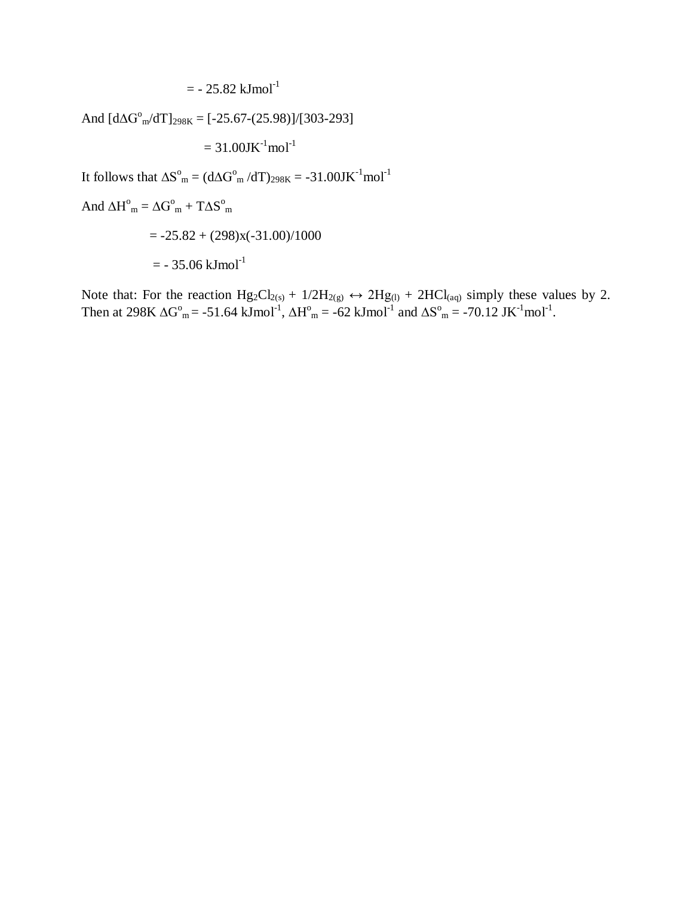$= - 25.82\ kJmol^{-1}$

And $[d\Delta G^o_m/dT]_{298K} = [-25.67-(25.98)]/[303-293]$

$= 31.00JK^{-1}mol^{-1}$

It follows that $\Delta S^o_m = (d\Delta G^o_m /dT)_{298K} = -31.00JK^{-1}mol^{-1}$

And $\Delta H^o_m = \Delta G^o_m + T\Delta S^o_m$

$= -25.82 + (298)x(-31.00)/1000$

$= - 35.06\ kJmol^{-1}$

Note that: For the reaction $Hg_2Cl_{2(s)} + 1/2H_{2(g)} \leftrightarrow 2Hg_{(l)} + 2HCl_{(aq)}$ simply these values by 2. Then at 298K $\Delta G^o_m = -51.64\ kJmol^{-1}$, $\Delta H^o_m = -62\ kJmol^{-1}$ and $\Delta S^o_m = -70.12\ JK^{-1}mol^{-1}$.